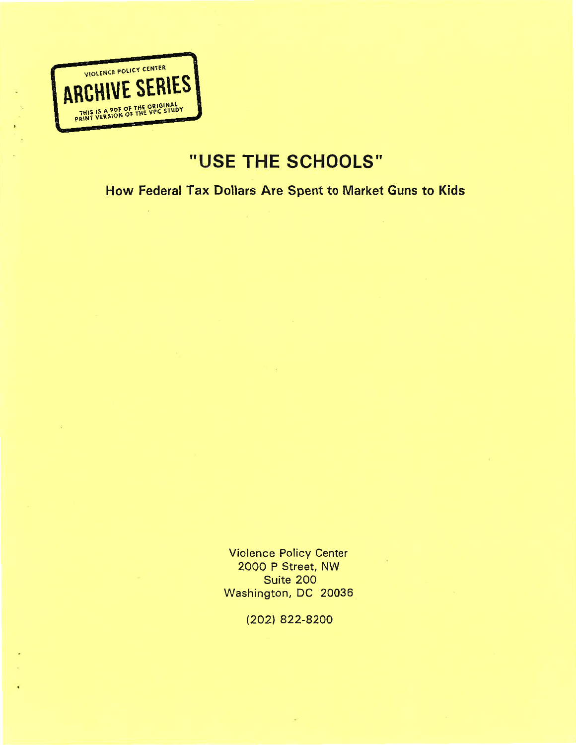VIOLENCE POLICY CENTER

ARCHIVE SERIES

THIS IS A PDF OF THE ORIGINAL PRINT VERSION OF THE VPC STUDY

# "USE THE SCHOOLS"

## How Federal Tax Dollars Are Spent to Market Guns to Kids

Violence Policy Center
2000 P Street, NW
Suite 200
Washington, DC 20036

(202) 822-8200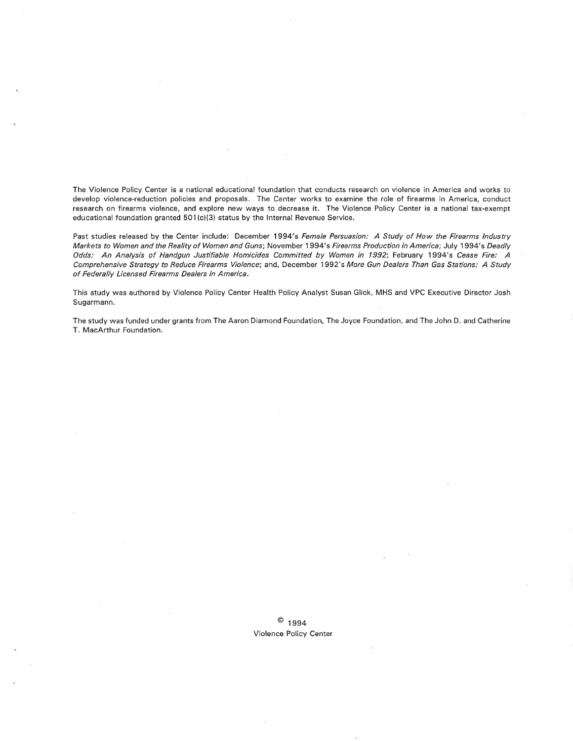The Violence Policy Center is a national educational foundation that conducts research on violence in America and works to develop violence-reduction policies and proposals. The Center works to examine the role of firearms in America, conduct research on firearms violence, and explore new ways to decrease it. The Violence Policy Center is a national tax-exempt educational foundation granted 501(c)(3) status by the Internal Revenue Service.

Past studies released by the Center include: December 1994's *Female Persuasion: A Study of How the Firearms Industry Markets to Women and the Reality of Women and Guns*; November 1994's *Firearms Production in America*; July 1994's *Deadly Odds: An Analysis of Handgun Justifiable Homicides Committed by Women in 1992*; February 1994's *Cease Fire: A Comprehensive Strategy to Reduce Firearms Violence*; and, December 1992's *More Gun Dealers Than Gas Stations: A Study of Federally Licensed Firearms Dealers in America*.

This study was authored by Violence Policy Center Health Policy Analyst Susan Glick, MHS and VPC Executive Director Josh Sugarmann.

The study was funded under grants from The Aaron Diamond Foundation, The Joyce Foundation, and The John D. and Catherine T. MacArthur Foundation.

© 1994
Violence Policy Center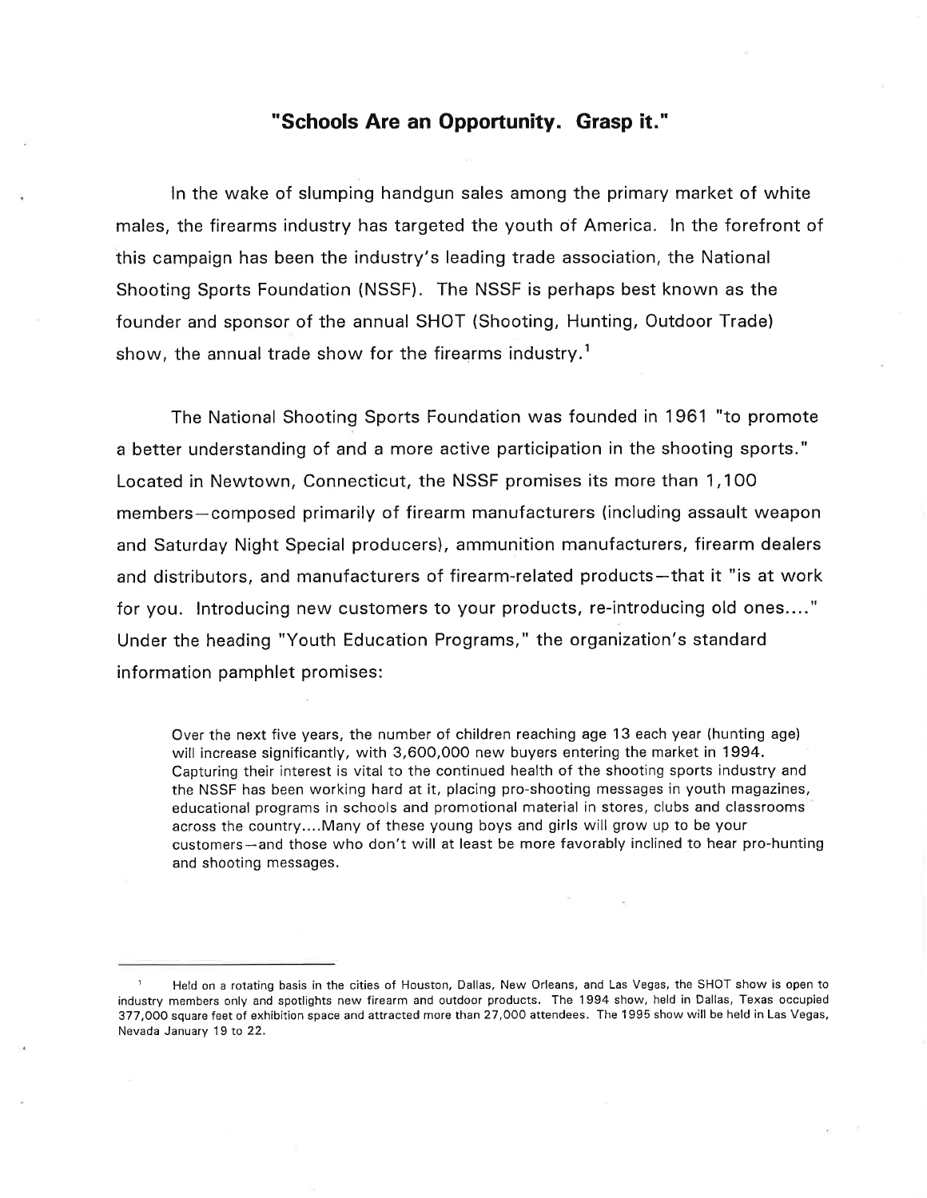## "Schools Are an Opportunity. Grasp it."

In the wake of slumping handgun sales among the primary market of white males, the firearms industry has targeted the youth of America. In the forefront of this campaign has been the industry's leading trade association, the National Shooting Sports Foundation (NSSF). The NSSF is perhaps best known as the founder and sponsor of the annual SHOT (Shooting, Hunting, Outdoor Trade) show, the annual trade show for the firearms industry.[1]

The National Shooting Sports Foundation was founded in 1961 "to promote a better understanding of and a more active participation in the shooting sports." Located in Newtown, Connecticut, the NSSF promises its more than 1,100 members—composed primarily of firearm manufacturers (including assault weapon and Saturday Night Special producers), ammunition manufacturers, firearm dealers and distributors, and manufacturers of firearm-related products—that it "is at work for you. Introducing new customers to your products, re-introducing old ones...." Under the heading "Youth Education Programs," the organization's standard information pamphlet promises:

> Over the next five years, the number of children reaching age 13 each year (hunting age) will increase significantly, with 3,600,000 new buyers entering the market in 1994. Capturing their interest is vital to the continued health of the shooting sports industry and the NSSF has been working hard at it, placing pro-shooting messages in youth magazines, educational programs in schools and promotional material in stores, clubs and classrooms across the country....Many of these young boys and girls will grow up to be your customers—and those who don't will at least be more favorably inclined to hear pro-hunting and shooting messages.

---

[1] Held on a rotating basis in the cities of Houston, Dallas, New Orleans, and Las Vegas, the SHOT show is open to industry members only and spotlights new firearm and outdoor products. The 1994 show, held in Dallas, Texas occupied 377,000 square feet of exhibition space and attracted more than 27,000 attendees. The 1995 show will be held in Las Vegas, Nevada January 19 to 22.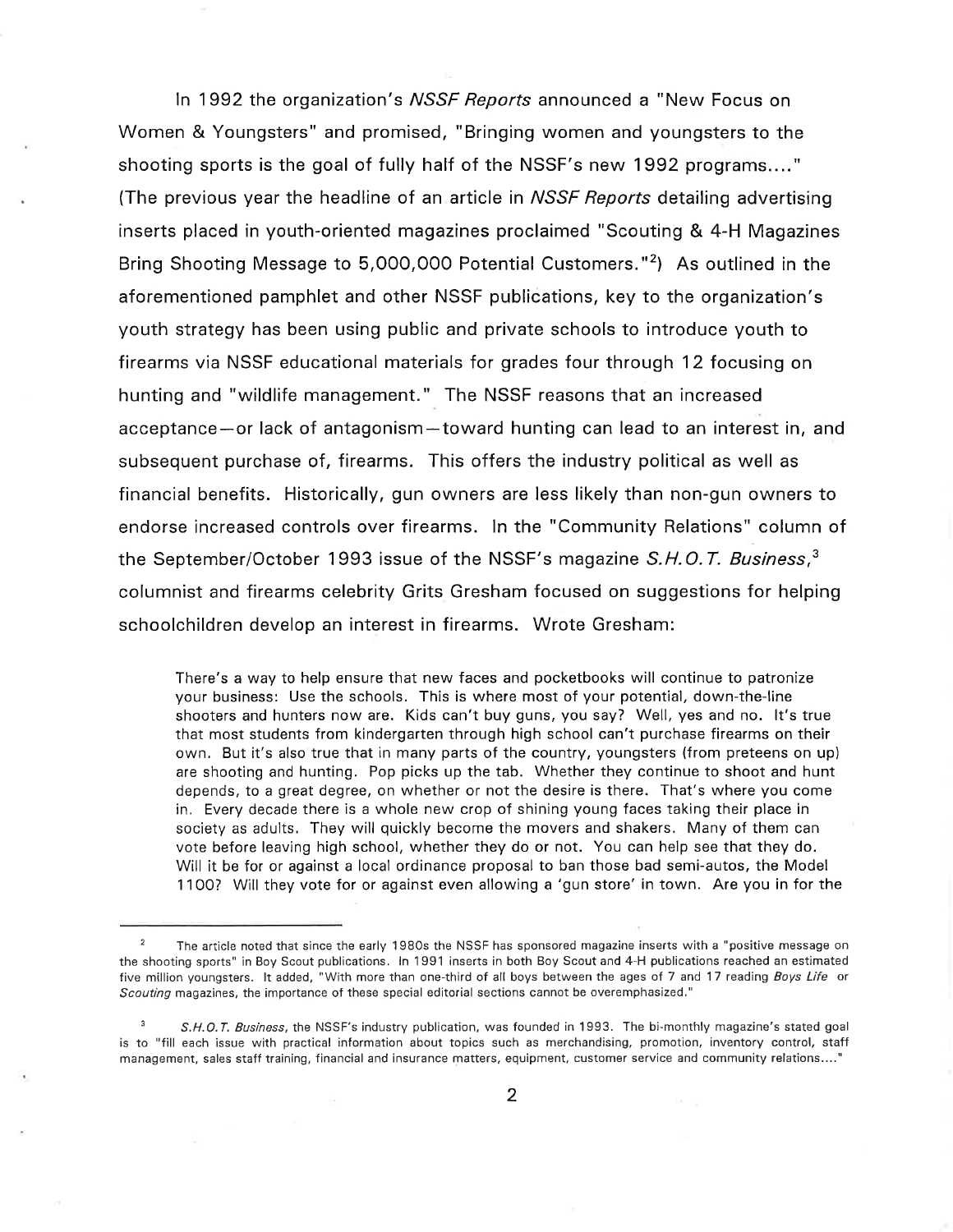In 1992 the organization's *NSSF Reports* announced a "New Focus on Women & Youngsters" and promised, "Bringing women and youngsters to the shooting sports is the goal of fully half of the NSSF's new 1992 programs...." (The previous year the headline of an article in *NSSF Reports* detailing advertising inserts placed in youth-oriented magazines proclaimed "Scouting & 4-H Magazines Bring Shooting Message to 5,000,000 Potential Customers."[2]) As outlined in the aforementioned pamphlet and other NSSF publications, key to the organization's youth strategy has been using public and private schools to introduce youth to firearms via NSSF educational materials for grades four through 12 focusing on hunting and "wildlife management." The NSSF reasons that an increased acceptance—or lack of antagonism—toward hunting can lead to an interest in, and subsequent purchase of, firearms. This offers the industry political as well as financial benefits. Historically, gun owners are less likely than non-gun owners to endorse increased controls over firearms. In the "Community Relations" column of the September/October 1993 issue of the NSSF's magazine *S.H.O.T. Business*,[3] columnist and firearms celebrity Grits Gresham focused on suggestions for helping schoolchildren develop an interest in firearms. Wrote Gresham:

> There's a way to help ensure that new faces and pocketbooks will continue to patronize your business: Use the schools. This is where most of your potential, down-the-line shooters and hunters now are. Kids can't buy guns, you say? Well, yes and no. It's true that most students from kindergarten through high school can't purchase firearms on their own. But it's also true that in many parts of the country, youngsters (from preteens on up) are shooting and hunting. Pop picks up the tab. Whether they continue to shoot and hunt depends, to a great degree, on whether or not the desire is there. That's where you come in. Every decade there is a whole new crop of shining young faces taking their place in society as adults. They will quickly become the movers and shakers. Many of them can vote before leaving high school, whether they do or not. You can help see that they do. Will it be for or against a local ordinance proposal to ban those bad semi-autos, the Model 1100? Will they vote for or against even allowing a 'gun store' in town. Are you in for the

---

[2] The article noted that since the early 1980s the NSSF has sponsored magazine inserts with a "positive message on the shooting sports" in Boy Scout publications. In 1991 inserts in both Boy Scout and 4-H publications reached an estimated five million youngsters. It added, "With more than one-third of all boys between the ages of 7 and 17 reading *Boys Life* or *Scouting* magazines, the importance of these special editorial sections cannot be overemphasized."

[3] *S.H.O.T. Business*, the NSSF's industry publication, was founded in 1993. The bi-monthly magazine's stated goal is to "fill each issue with practical information about topics such as merchandising, promotion, inventory control, staff management, sales staff training, financial and insurance matters, equipment, customer service and community relations...."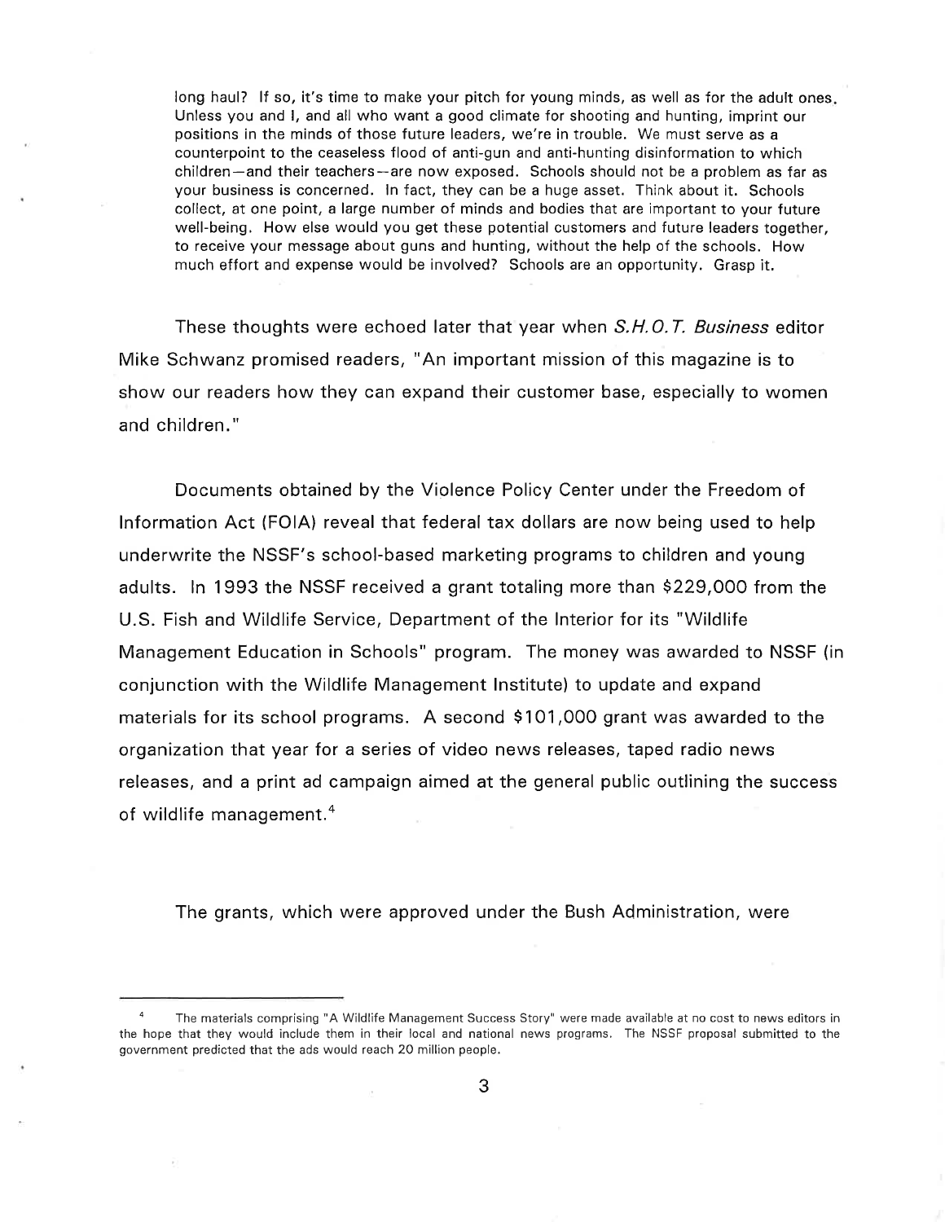> long haul? If so, it's time to make your pitch for young minds, as well as for the adult ones. Unless you and I, and all who want a good climate for shooting and hunting, imprint our positions in the minds of those future leaders, we're in trouble. We must serve as a counterpoint to the ceaseless flood of anti-gun and anti-hunting disinformation to which children—and their teachers—are now exposed. Schools should not be a problem as far as your business is concerned. In fact, they can be a huge asset. Think about it. Schools collect, at one point, a large number of minds and bodies that are important to your future well-being. How else would you get these potential customers and future leaders together, to receive your message about guns and hunting, without the help of the schools. How much effort and expense would be involved? Schools are an opportunity. Grasp it.

These thoughts were echoed later that year when *S.H.O.T. Business* editor Mike Schwanz promised readers, "An important mission of this magazine is to show our readers how they can expand their customer base, especially to women and children."

Documents obtained by the Violence Policy Center under the Freedom of Information Act (FOIA) reveal that federal tax dollars are now being used to help underwrite the NSSF's school-based marketing programs to children and young adults. In 1993 the NSSF received a grant totaling more than $229,000 from the U.S. Fish and Wildlife Service, Department of the Interior for its "Wildlife Management Education in Schools" program. The money was awarded to NSSF (in conjunction with the Wildlife Management Institute) to update and expand materials for its school programs. A second $101,000 grant was awarded to the organization that year for a series of video news releases, taped radio news releases, and a print ad campaign aimed at the general public outlining the success of wildlife management.[4]

The grants, which were approved under the Bush Administration, were

[4] The materials comprising "A Wildlife Management Success Story" were made available at no cost to news editors in the hope that they would include them in their local and national news programs. The NSSF proposal submitted to the government predicted that the ads would reach 20 million people.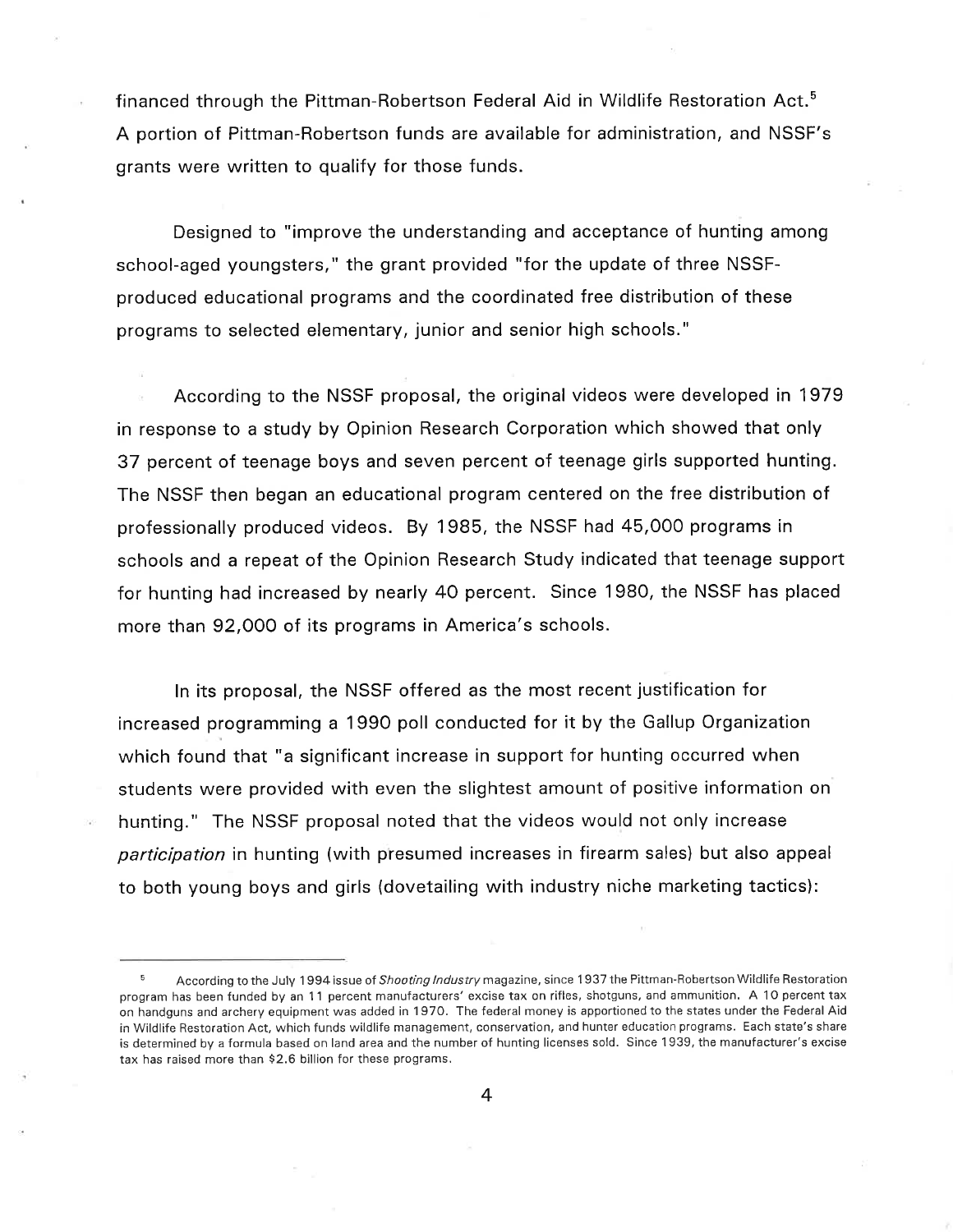financed through the Pittman-Robertson Federal Aid in Wildlife Restoration Act.[5] A portion of Pittman-Robertson funds are available for administration, and NSSF's grants were written to qualify for those funds.

Designed to "improve the understanding and acceptance of hunting among school-aged youngsters," the grant provided "for the update of three NSSF-produced educational programs and the coordinated free distribution of these programs to selected elementary, junior and senior high schools."

According to the NSSF proposal, the original videos were developed in 1979 in response to a study by Opinion Research Corporation which showed that only 37 percent of teenage boys and seven percent of teenage girls supported hunting. The NSSF then began an educational program centered on the free distribution of professionally produced videos. By 1985, the NSSF had 45,000 programs in schools and a repeat of the Opinion Research Study indicated that teenage support for hunting had increased by nearly 40 percent. Since 1980, the NSSF has placed more than 92,000 of its programs in America's schools.

In its proposal, the NSSF offered as the most recent justification for increased programming a 1990 poll conducted for it by the Gallup Organization which found that "a significant increase in support for hunting occurred when students were provided with even the slightest amount of positive information on hunting." The NSSF proposal noted that the videos would not only increase *participation* in hunting (with presumed increases in firearm sales) but also appeal to both young boys and girls (dovetailing with industry niche marketing tactics):

---

[5] According to the July 1994 issue of *Shooting Industry* magazine, since 1937 the Pittman-Robertson Wildlife Restoration program has been funded by an 11 percent manufacturers' excise tax on rifles, shotguns, and ammunition. A 10 percent tax on handguns and archery equipment was added in 1970. The federal money is apportioned to the states under the Federal Aid in Wildlife Restoration Act, which funds wildlife management, conservation, and hunter education programs. Each state's share is determined by a formula based on land area and the number of hunting licenses sold. Since 1939, the manufacturer's excise tax has raised more than $2.6 billion for these programs.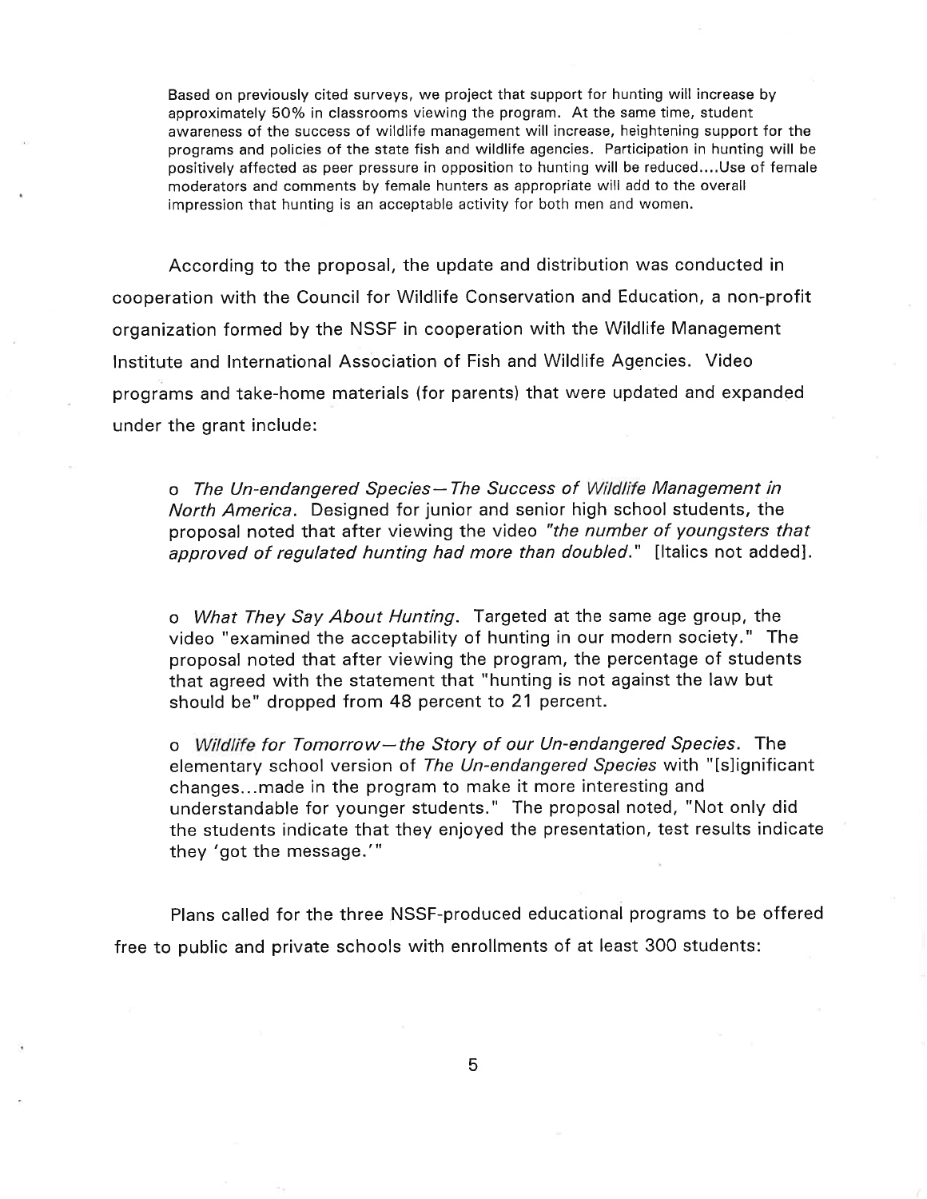> Based on previously cited surveys, we project that support for hunting will increase by approximately 50% in classrooms viewing the program. At the same time, student awareness of the success of wildlife management will increase, heightening support for the programs and policies of the state fish and wildlife agencies. Participation in hunting will be positively affected as peer pressure in opposition to hunting will be reduced....Use of female moderators and comments by female hunters as appropriate will add to the overall impression that hunting is an acceptable activity for both men and women.

According to the proposal, the update and distribution was conducted in cooperation with the Council for Wildlife Conservation and Education, a non-profit organization formed by the NSSF in cooperation with the Wildlife Management Institute and International Association of Fish and Wildlife Agencies. Video programs and take-home materials (for parents) that were updated and expanded under the grant include:

- *The Un-endangered Species—The Success of Wildlife Management in North America*. Designed for junior and senior high school students, the proposal noted that after viewing the video *"the number of youngsters that approved of regulated hunting had more than doubled*." [Italics not added].

- *What They Say About Hunting*. Targeted at the same age group, the video "examined the acceptability of hunting in our modern society." The proposal noted that after viewing the program, the percentage of students that agreed with the statement that "hunting is not against the law but should be" dropped from 48 percent to 21 percent.

- *Wildlife for Tomorrow—the Story of our Un-endangered Species*. The elementary school version of *The Un-endangered Species* with "[s]ignificant changes...made in the program to make it more interesting and understandable for younger students." The proposal noted, "Not only did the students indicate that they enjoyed the presentation, test results indicate they 'got the message.'"

Plans called for the three NSSF-produced educational programs to be offered free to public and private schools with enrollments of at least 300 students: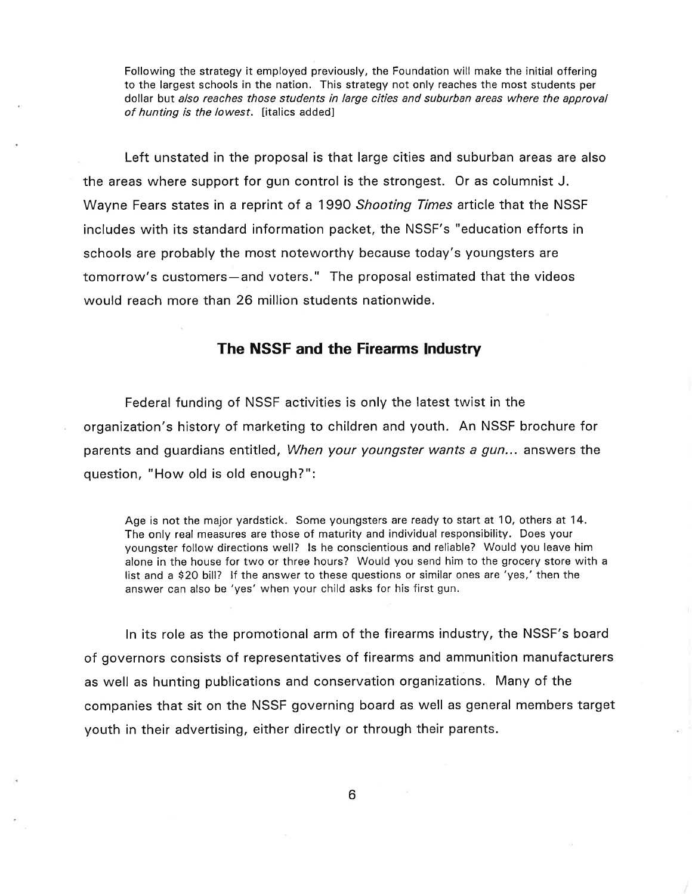> Following the strategy it employed previously, the Foundation will make the initial offering to the largest schools in the nation. This strategy not only reaches the most students per dollar but *also reaches those students in large cities and suburban areas where the approval of hunting is the lowest.* [italics added]

Left unstated in the proposal is that large cities and suburban areas are also the areas where support for gun control is the strongest. Or as columnist J. Wayne Fears states in a reprint of a 1990 *Shooting Times* article that the NSSF includes with its standard information packet, the NSSF's "education efforts in schools are probably the most noteworthy because today's youngsters are tomorrow's customers—and voters." The proposal estimated that the videos would reach more than 26 million students nationwide.

## The NSSF and the Firearms Industry

Federal funding of NSSF activities is only the latest twist in the organization's history of marketing to children and youth. An NSSF brochure for parents and guardians entitled, *When your youngster wants a gun...* answers the question, "How old is old enough?":

> Age is not the major yardstick. Some youngsters are ready to start at 10, others at 14. The only real measures are those of maturity and individual responsibility. Does your youngster follow directions well? Is he conscientious and reliable? Would you leave him alone in the house for two or three hours? Would you send him to the grocery store with a list and a $20 bill? If the answer to these questions or similar ones are 'yes,' then the answer can also be 'yes' when your child asks for his first gun.

In its role as the promotional arm of the firearms industry, the NSSF's board of governors consists of representatives of firearms and ammunition manufacturers as well as hunting publications and conservation organizations. Many of the companies that sit on the NSSF governing board as well as general members target youth in their advertising, either directly or through their parents.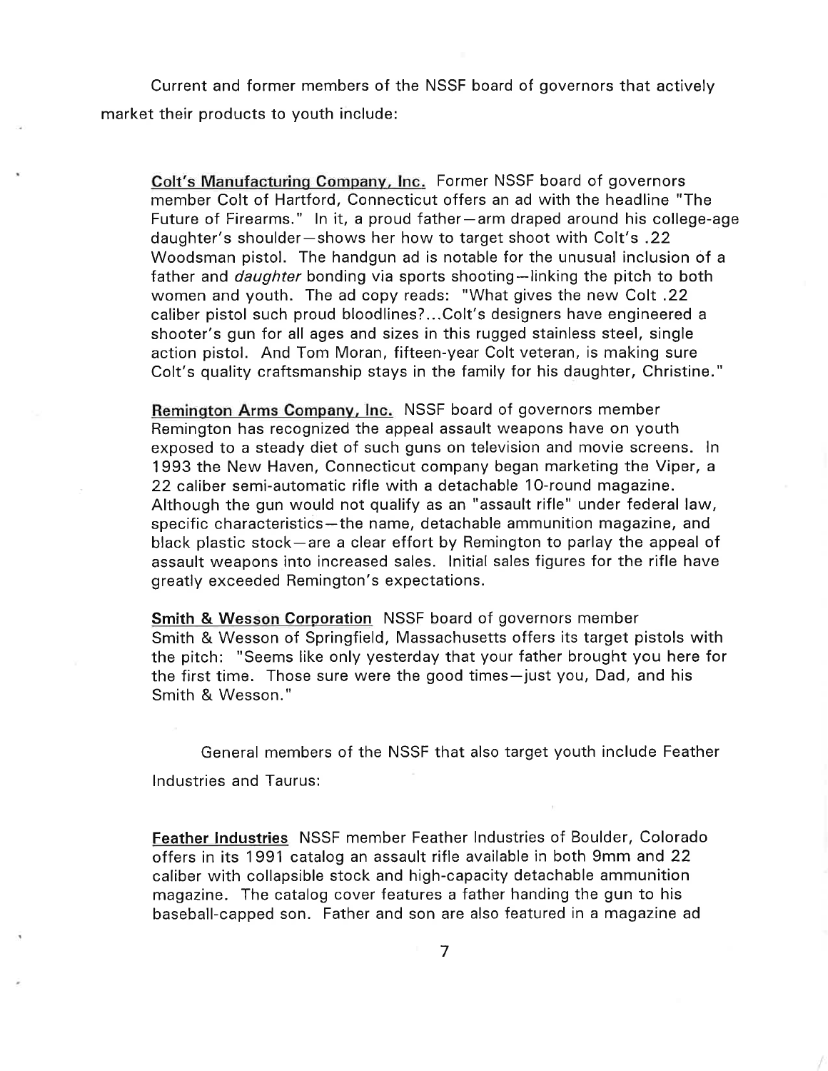Current and former members of the NSSF board of governors that actively market their products to youth include:

__Colt's Manufacturing Company, Inc.__ Former NSSF board of governors member Colt of Hartford, Connecticut offers an ad with the headline "The Future of Firearms." In it, a proud father—arm draped around his college-age daughter's shoulder—shows her how to target shoot with Colt's .22 Woodsman pistol. The handgun ad is notable for the unusual inclusion of a father and *daughter* bonding via sports shooting—linking the pitch to both women and youth. The ad copy reads: "What gives the new Colt .22 caliber pistol such proud bloodlines?...Colt's designers have engineered a shooter's gun for all ages and sizes in this rugged stainless steel, single action pistol. And Tom Moran, fifteen-year Colt veteran, is making sure Colt's quality craftsmanship stays in the family for his daughter, Christine."

__Remington Arms Company, Inc.__ NSSF board of governors member Remington has recognized the appeal assault weapons have on youth exposed to a steady diet of such guns on television and movie screens. In 1993 the New Haven, Connecticut company began marketing the Viper, a 22 caliber semi-automatic rifle with a detachable 10-round magazine. Although the gun would not qualify as an "assault rifle" under federal law, specific characteristics—the name, detachable ammunition magazine, and black plastic stock—are a clear effort by Remington to parlay the appeal of assault weapons into increased sales. Initial sales figures for the rifle have greatly exceeded Remington's expectations.

__Smith & Wesson Corporation__ NSSF board of governors member Smith & Wesson of Springfield, Massachusetts offers its target pistols with the pitch: "Seems like only yesterday that your father brought you here for the first time. Those sure were the good times—just you, Dad, and his Smith & Wesson."

General members of the NSSF that also target youth include Feather Industries and Taurus:

__Feather Industries__ NSSF member Feather Industries of Boulder, Colorado offers in its 1991 catalog an assault rifle available in both 9mm and 22 caliber with collapsible stock and high-capacity detachable ammunition magazine. The catalog cover features a father handing the gun to his baseball-capped son. Father and son are also featured in a magazine ad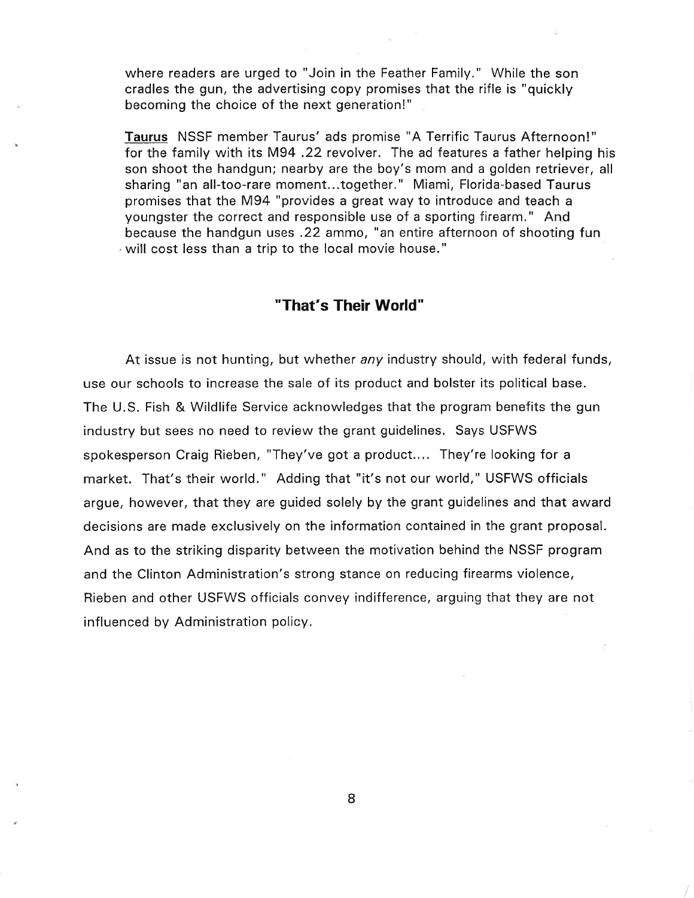where readers are urged to "Join in the Feather Family." While the son cradles the gun, the advertising copy promises that the rifle is "quickly becoming the choice of the next generation!"

**Taurus** NSSF member Taurus' ads promise "A Terrific Taurus Afternoon!" for the family with its M94 .22 revolver. The ad features a father helping his son shoot the handgun; nearby are the boy's mom and a golden retriever, all sharing "an all-too-rare moment...together." Miami, Florida-based Taurus promises that the M94 "provides a great way to introduce and teach a youngster the correct and responsible use of a sporting firearm." And because the handgun uses .22 ammo, "an entire afternoon of shooting fun will cost less than a trip to the local movie house."

## "That's Their World"

At issue is not hunting, but whether *any* industry should, with federal funds, use our schools to increase the sale of its product and bolster its political base. The U.S. Fish & Wildlife Service acknowledges that the program benefits the gun industry but sees no need to review the grant guidelines. Says USFWS spokesperson Craig Rieben, "They've got a product.... They're looking for a market. That's their world." Adding that "it's not our world," USFWS officials argue, however, that they are guided solely by the grant guidelines and that award decisions are made exclusively on the information contained in the grant proposal. And as to the striking disparity between the motivation behind the NSSF program and the Clinton Administration's strong stance on reducing firearms violence, Rieben and other USFWS officials convey indifference, arguing that they are not influenced by Administration policy.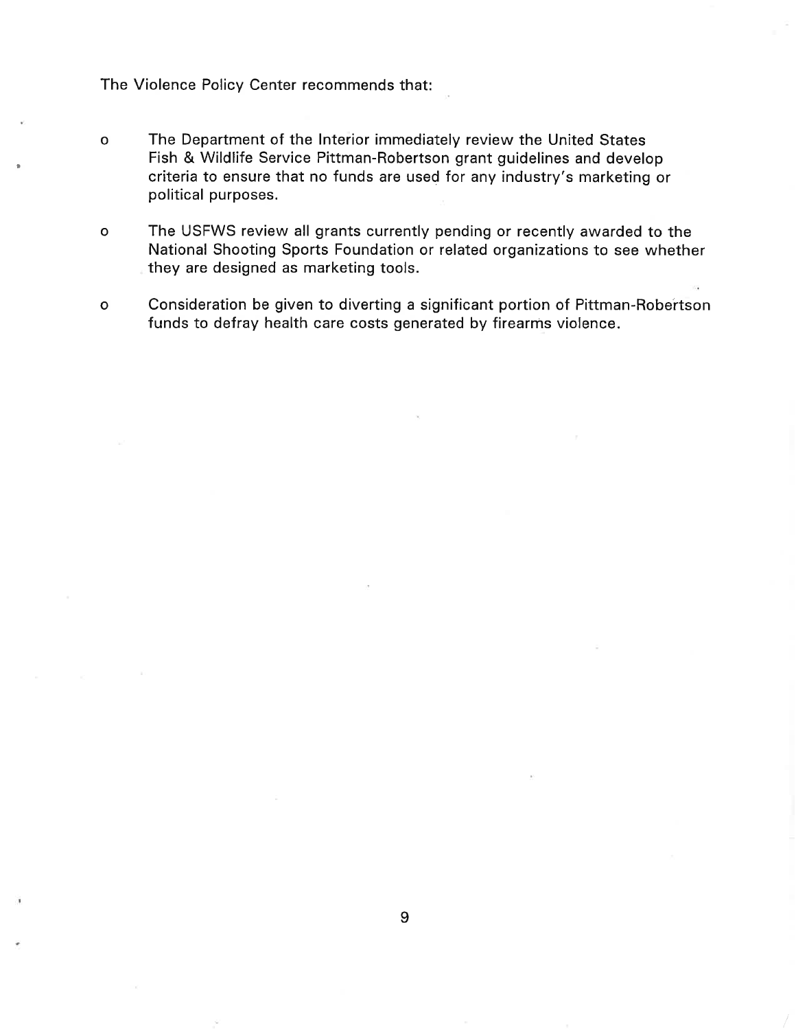The Violence Policy Center recommends that:

- The Department of the Interior immediately review the United States Fish & Wildlife Service Pittman-Robertson grant guidelines and develop criteria to ensure that no funds are used for any industry's marketing or political purposes.
- The USFWS review all grants currently pending or recently awarded to the National Shooting Sports Foundation or related organizations to see whether they are designed as marketing tools.
- Consideration be given to diverting a significant portion of Pittman-Robertson funds to defray health care costs generated by firearms violence.